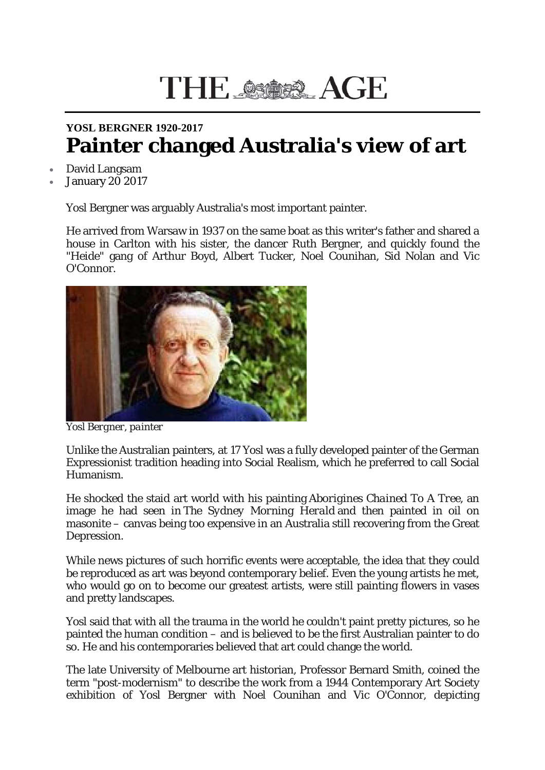# THE AGE

**YOSL BERGNER 1920-2017**

## Painter changed Australia's view of art

- David Langsam
- January 20 2017

Yosl Bergner was arguably Australia's most important painter.

He arrived from Warsaw in 1937 on the same boat as this writer's father and shared a house in Carlton with his sister, the dancer Ruth Bergner, and quickly found the "Heide" gang of Arthur Boyd, Albert Tucker, Noel Counihan, Sid Nolan and Vic O'Connor.

*Yosl Bergner, painter*

Unlike the Australian painters, at 17 Yosl was a fully developed painter of the German Expressionist tradition heading into Social Realism, which he preferred to call Social Humanism.

He shocked the staid art world with his painting *Aborigines Chained To A Tree*, an image he had seen in *The Sydney Morning Herald* and then painted in oil on masonite – canvas being too expensive in an Australia still recovering from the Great Depression.

While news pictures of such horrific events were acceptable, the idea that they could be reproduced as art was beyond contemporary belief. Even the young artists he met, who would go on to become our greatest artists, were still painting flowers in vases and pretty landscapes.

Yosl said that with all the trauma in the world he couldn't paint pretty pictures, so he painted the human condition – and is believed to be the first Australian painter to do so. He and his contemporaries believed that art could change the world.

The late University of Melbourne art historian, Professor Bernard Smith, coined the term "post-modernism" to describe the work from a 1944 Contemporary Art Society exhibition of Yosl Bergner with Noel Counihan and Vic O'Connor, depicting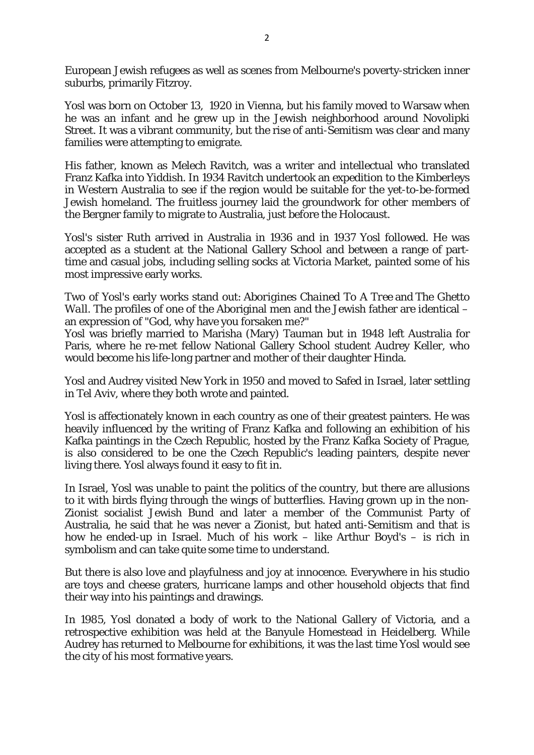European Jewish refugees as well as scenes from Melbourne's poverty-stricken inner suburbs, primarily Fitzroy.

Yosl was born on October 13, 1920 in Vienna, but his family moved to Warsaw when he was an infant and he grew up in the Jewish neighborhood around Novolipki Street. It was a vibrant community, but the rise of anti-Semitism was clear and many families were attempting to emigrate.

His father, known as Melech Ravitch, was a writer and intellectual who translated Franz Kafka into Yiddish. In 1934 Ravitch undertook an expedition to the Kimberleys in Western Australia to see if the region would be suitable for the yet-to-be-formed Jewish homeland. The fruitless journey laid the groundwork for other members of the Bergner family to migrate to Australia, just before the Holocaust.

Yosl's sister Ruth arrived in Australia in 1936 and in 1937 Yosl followed. He was accepted as a student at the National Gallery School and between a range of part-time and casual jobs, including selling socks at Victoria Market, painted some of his most impressive early works.

Two of Yosl's early works stand out: *Aborigines Chained To A Tree* and *The Ghetto Wall*. The profiles of one of the Aboriginal men and the Jewish father are identical – an expression of "God, why have you forsaken me?"

Yosl was briefly married to Marisha (Mary) Tauman but in 1948 left Australia for Paris, where he re-met fellow National Gallery School student Audrey Keller, who would become his life-long partner and mother of their daughter Hinda.

Yosl and Audrey visited New York in 1950 and moved to Safed in Israel, later settling in Tel Aviv, where they both wrote and painted.

Yosl is affectionately known in each country as one of their greatest painters. He was heavily influenced by the writing of Franz Kafka and following an exhibition of his Kafka paintings in the Czech Republic, hosted by the Franz Kafka Society of Prague, is also considered to be one the Czech Republic's leading painters, despite never living there. Yosl always found it easy to fit in.

In Israel, Yosl was unable to paint the politics of the country, but there are allusions to it with birds flying through the wings of butterflies. Having grown up in the non-Zionist socialist Jewish Bund and later a member of the Communist Party of Australia, he said that he was never a Zionist, but hated anti-Semitism and that is how he ended-up in Israel. Much of his work – like Arthur Boyd's – is rich in symbolism and can take quite some time to understand.

But there is also love and playfulness and joy at innocence. Everywhere in his studio are toys and cheese graters, hurricane lamps and other household objects that find their way into his paintings and drawings.

In 1985, Yosl donated a body of work to the National Gallery of Victoria, and a retrospective exhibition was held at the Banyule Homestead in Heidelberg. While Audrey has returned to Melbourne for exhibitions, it was the last time Yosl would see the city of his most formative years.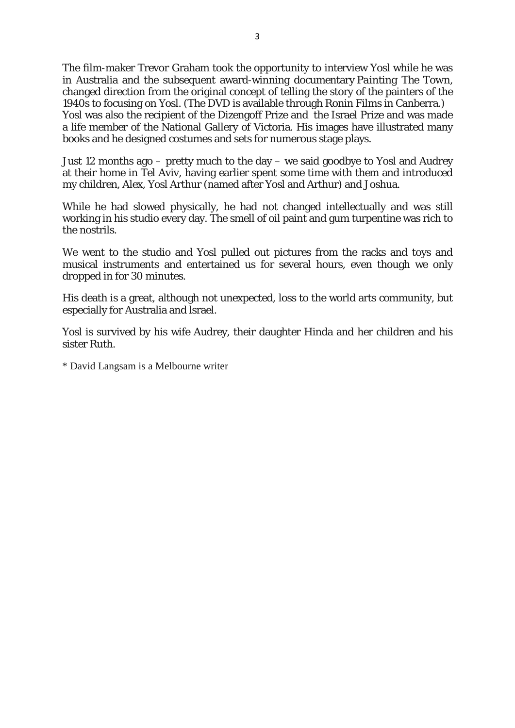The film-maker Trevor Graham took the opportunity to interview Yosl while he was in Australia and the subsequent award-winning documentary *Painting The Town*, changed direction from the original concept of telling the story of the painters of the 1940s to focusing on Yosl. (The DVD is available through Ronin Films in Canberra.) Yosl was also the recipient of the Dizengoff Prize and the Israel Prize and was made a life member of the National Gallery of Victoria. His images have illustrated many books and he designed costumes and sets for numerous stage plays.

Just 12 months ago – pretty much to the day – we said goodbye to Yosl and Audrey at their home in Tel Aviv, having earlier spent some time with them and introduced my children, Alex, Yosl Arthur (named after Yosl and Arthur) and Joshua.

While he had slowed physically, he had not changed intellectually and was still working in his studio every day. The smell of oil paint and gum turpentine was rich to the nostrils.

We went to the studio and Yosl pulled out pictures from the racks and toys and musical instruments and entertained us for several hours, even though we only dropped in for 30 minutes.

His death is a great, although not unexpected, loss to the world arts community, but especially for Australia and Israel.

Yosl is survived by his wife Audrey, their daughter Hinda and her children and his sister Ruth.

* David Langsam is a Melbourne writer